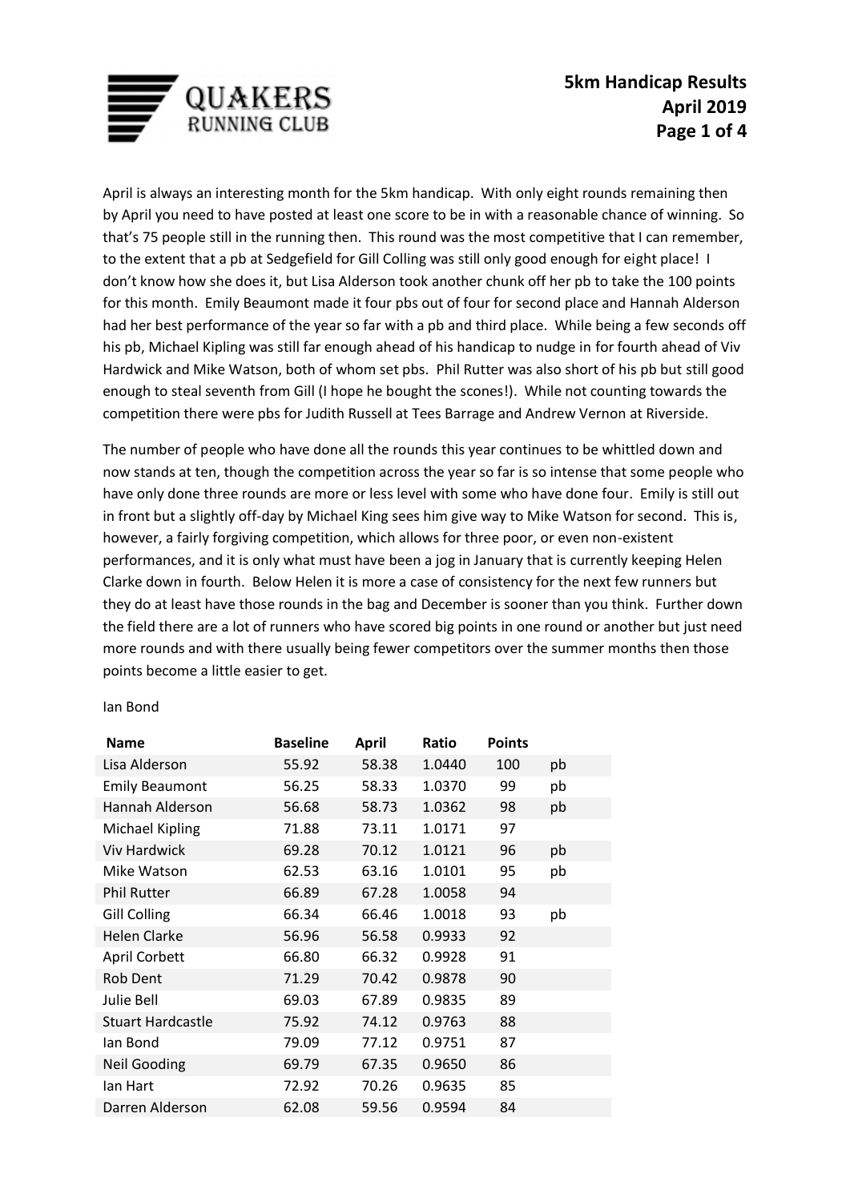# 5km Handicap Results April 2019

QUAKERS RUNNING CLUB

April is always an interesting month for the 5km handicap. With only eight rounds remaining then by April you need to have posted at least one score to be in with a reasonable chance of winning. So that's 75 people still in the running then. This round was the most competitive that I can remember, to the extent that a pb at Sedgefield for Gill Colling was still only good enough for eight place! I don't know how she does it, but Lisa Alderson took another chunk off her pb to take the 100 points for this month. Emily Beaumont made it four pbs out of four for second place and Hannah Alderson had her best performance of the year so far with a pb and third place. While being a few seconds off his pb, Michael Kipling was still far enough ahead of his handicap to nudge in for fourth ahead of Viv Hardwick and Mike Watson, both of whom set pbs. Phil Rutter was also short of his pb but still good enough to steal seventh from Gill (I hope he bought the scones!). While not counting towards the competition there were pbs for Judith Russell at Tees Barrage and Andrew Vernon at Riverside.

The number of people who have done all the rounds this year continues to be whittled down and now stands at ten, though the competition across the year so far is so intense that some people who have only done three rounds are more or less level with some who have done four. Emily is still out in front but a slightly off-day by Michael King sees him give way to Mike Watson for second. This is, however, a fairly forgiving competition, which allows for three poor, or even non-existent performances, and it is only what must have been a jog in January that is currently keeping Helen Clarke down in fourth. Below Helen it is more a case of consistency for the next few runners but they do at least have those rounds in the bag and December is sooner than you think. Further down the field there are a lot of runners who have scored big points in one round or another but just need more rounds and with there usually being fewer competitors over the summer months then those points become a little easier to get.

Ian Bond

| Name | Baseline | April | Ratio | Points | |
|---|---|---|---|---|---|
| Lisa Alderson | 55.92 | 58.38 | 1.0440 | 100 | pb |
| Emily Beaumont | 56.25 | 58.33 | 1.0370 | 99 | pb |
| Hannah Alderson | 56.68 | 58.73 | 1.0362 | 98 | pb |
| Michael Kipling | 71.88 | 73.11 | 1.0171 | 97 | |
| Viv Hardwick | 69.28 | 70.12 | 1.0121 | 96 | pb |
| Mike Watson | 62.53 | 63.16 | 1.0101 | 95 | pb |
| Phil Rutter | 66.89 | 67.28 | 1.0058 | 94 | |
| Gill Colling | 66.34 | 66.46 | 1.0018 | 93 | pb |
| Helen Clarke | 56.96 | 56.58 | 0.9933 | 92 | |
| April Corbett | 66.80 | 66.32 | 0.9928 | 91 | |
| Rob Dent | 71.29 | 70.42 | 0.9878 | 90 | |
| Julie Bell | 69.03 | 67.89 | 0.9835 | 89 | |
| Stuart Hardcastle | 75.92 | 74.12 | 0.9763 | 88 | |
| Ian Bond | 79.09 | 77.12 | 0.9751 | 87 | |
| Neil Gooding | 69.79 | 67.35 | 0.9650 | 86 | |
| Ian Hart | 72.92 | 70.26 | 0.9635 | 85 | |
| Darren Alderson | 62.08 | 59.56 | 0.9594 | 84 | |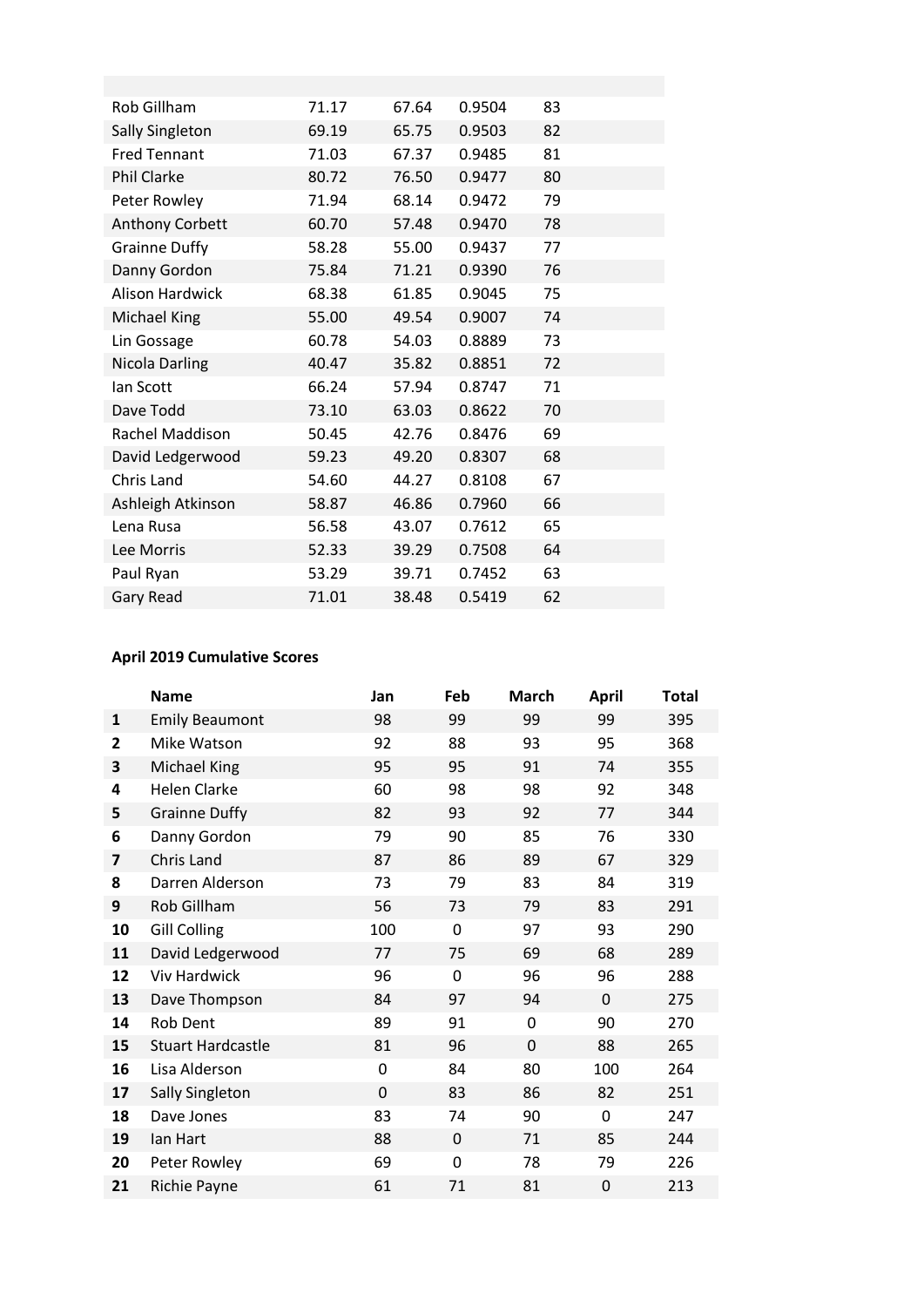| | | | | |
|---|---|---|---|---|
| Rob Gillham | 71.17 | 67.64 | 0.9504 | 83 |
| Sally Singleton | 69.19 | 65.75 | 0.9503 | 82 |
| Fred Tennant | 71.03 | 67.37 | 0.9485 | 81 |
| Phil Clarke | 80.72 | 76.50 | 0.9477 | 80 |
| Peter Rowley | 71.94 | 68.14 | 0.9472 | 79 |
| Anthony Corbett | 60.70 | 57.48 | 0.9470 | 78 |
| Grainne Duffy | 58.28 | 55.00 | 0.9437 | 77 |
| Danny Gordon | 75.84 | 71.21 | 0.9390 | 76 |
| Alison Hardwick | 68.38 | 61.85 | 0.9045 | 75 |
| Michael King | 55.00 | 49.54 | 0.9007 | 74 |
| Lin Gossage | 60.78 | 54.03 | 0.8889 | 73 |
| Nicola Darling | 40.47 | 35.82 | 0.8851 | 72 |
| Ian Scott | 66.24 | 57.94 | 0.8747 | 71 |
| Dave Todd | 73.10 | 63.03 | 0.8622 | 70 |
| Rachel Maddison | 50.45 | 42.76 | 0.8476 | 69 |
| David Ledgerwood | 59.23 | 49.20 | 0.8307 | 68 |
| Chris Land | 54.60 | 44.27 | 0.8108 | 67 |
| Ashleigh Atkinson | 58.87 | 46.86 | 0.7960 | 66 |
| Lena Rusa | 56.58 | 43.07 | 0.7612 | 65 |
| Lee Morris | 52.33 | 39.29 | 0.7508 | 64 |
| Paul Ryan | 53.29 | 39.71 | 0.7452 | 63 |
| Gary Read | 71.01 | 38.48 | 0.5419 | 62 |

**April 2019 Cumulative Scores**

| | Name | Jan | Feb | March | April | Total |
|---|---|---|---|---|---|---|
| 1 | Emily Beaumont | 98 | 99 | 99 | 99 | 395 |
| 2 | Mike Watson | 92 | 88 | 93 | 95 | 368 |
| 3 | Michael King | 95 | 95 | 91 | 74 | 355 |
| 4 | Helen Clarke | 60 | 98 | 98 | 92 | 348 |
| 5 | Grainne Duffy | 82 | 93 | 92 | 77 | 344 |
| 6 | Danny Gordon | 79 | 90 | 85 | 76 | 330 |
| 7 | Chris Land | 87 | 86 | 89 | 67 | 329 |
| 8 | Darren Alderson | 73 | 79 | 83 | 84 | 319 |
| 9 | Rob Gillham | 56 | 73 | 79 | 83 | 291 |
| 10 | Gill Colling | 100 | 0 | 97 | 93 | 290 |
| 11 | David Ledgerwood | 77 | 75 | 69 | 68 | 289 |
| 12 | Viv Hardwick | 96 | 0 | 96 | 96 | 288 |
| 13 | Dave Thompson | 84 | 97 | 94 | 0 | 275 |
| 14 | Rob Dent | 89 | 91 | 0 | 90 | 270 |
| 15 | Stuart Hardcastle | 81 | 96 | 0 | 88 | 265 |
| 16 | Lisa Alderson | 0 | 84 | 80 | 100 | 264 |
| 17 | Sally Singleton | 0 | 83 | 86 | 82 | 251 |
| 18 | Dave Jones | 83 | 74 | 90 | 0 | 247 |
| 19 | Ian Hart | 88 | 0 | 71 | 85 | 244 |
| 20 | Peter Rowley | 69 | 0 | 78 | 79 | 226 |
| 21 | Richie Payne | 61 | 71 | 81 | 0 | 213 |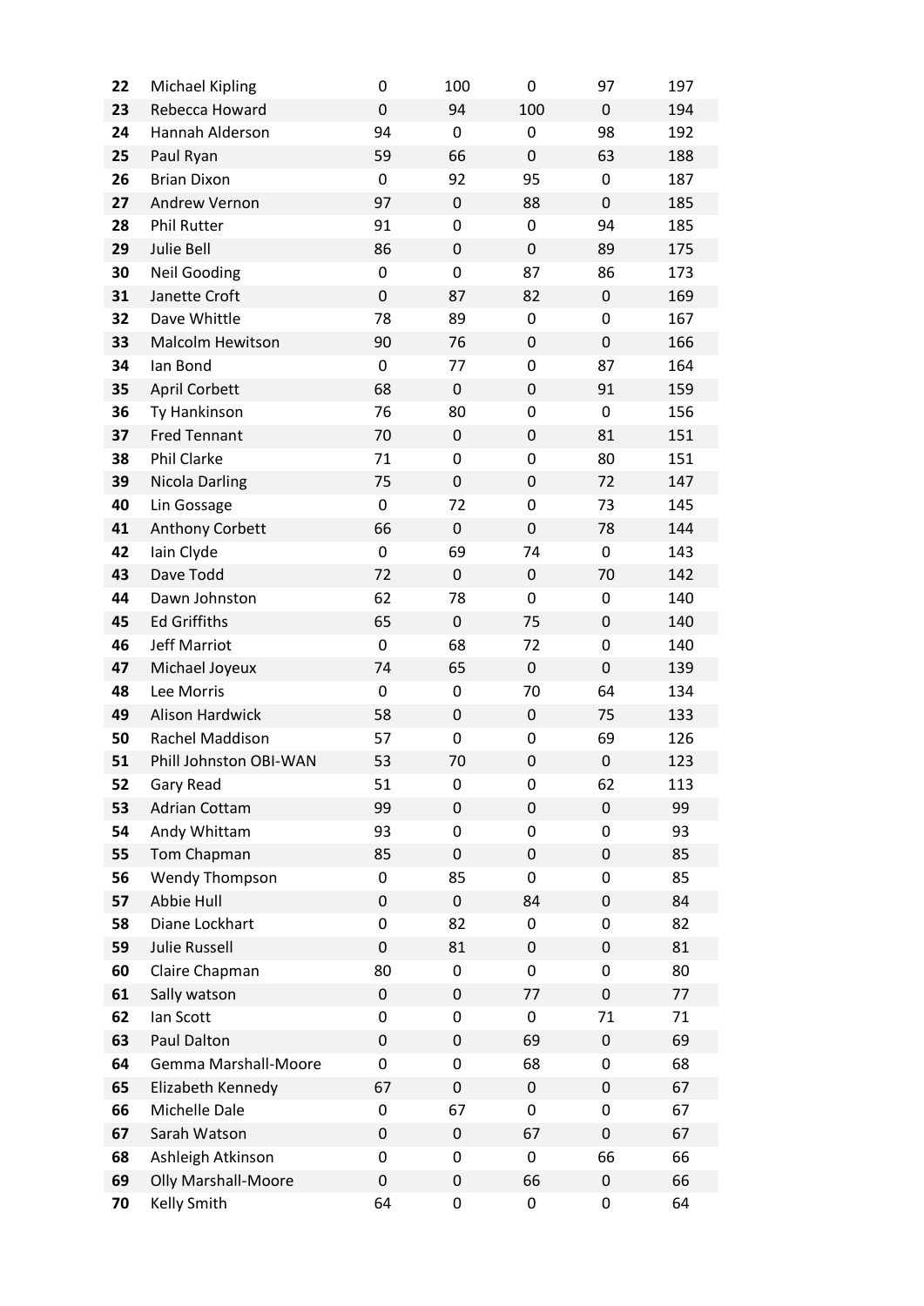| | | | | | | |
|---|---|---|---|---|---|---|
| 22 | Michael Kipling | 0 | 100 | 0 | 97 | 197 |
| 23 | Rebecca Howard | 0 | 94 | 100 | 0 | 194 |
| 24 | Hannah Alderson | 94 | 0 | 0 | 98 | 192 |
| 25 | Paul Ryan | 59 | 66 | 0 | 63 | 188 |
| 26 | Brian Dixon | 0 | 92 | 95 | 0 | 187 |
| 27 | Andrew Vernon | 97 | 0 | 88 | 0 | 185 |
| 28 | Phil Rutter | 91 | 0 | 0 | 94 | 185 |
| 29 | Julie Bell | 86 | 0 | 0 | 89 | 175 |
| 30 | Neil Gooding | 0 | 0 | 87 | 86 | 173 |
| 31 | Janette Croft | 0 | 87 | 82 | 0 | 169 |
| 32 | Dave Whittle | 78 | 89 | 0 | 0 | 167 |
| 33 | Malcolm Hewitson | 90 | 76 | 0 | 0 | 166 |
| 34 | Ian Bond | 0 | 77 | 0 | 87 | 164 |
| 35 | April Corbett | 68 | 0 | 0 | 91 | 159 |
| 36 | Ty Hankinson | 76 | 80 | 0 | 0 | 156 |
| 37 | Fred Tennant | 70 | 0 | 0 | 81 | 151 |
| 38 | Phil Clarke | 71 | 0 | 0 | 80 | 151 |
| 39 | Nicola Darling | 75 | 0 | 0 | 72 | 147 |
| 40 | Lin Gossage | 0 | 72 | 0 | 73 | 145 |
| 41 | Anthony Corbett | 66 | 0 | 0 | 78 | 144 |
| 42 | Iain Clyde | 0 | 69 | 74 | 0 | 143 |
| 43 | Dave Todd | 72 | 0 | 0 | 70 | 142 |
| 44 | Dawn Johnston | 62 | 78 | 0 | 0 | 140 |
| 45 | Ed Griffiths | 65 | 0 | 75 | 0 | 140 |
| 46 | Jeff Marriot | 0 | 68 | 72 | 0 | 140 |
| 47 | Michael Joyeux | 74 | 65 | 0 | 0 | 139 |
| 48 | Lee Morris | 0 | 0 | 70 | 64 | 134 |
| 49 | Alison Hardwick | 58 | 0 | 0 | 75 | 133 |
| 50 | Rachel Maddison | 57 | 0 | 0 | 69 | 126 |
| 51 | Phill Johnston OBI-WAN | 53 | 70 | 0 | 0 | 123 |
| 52 | Gary Read | 51 | 0 | 0 | 62 | 113 |
| 53 | Adrian Cottam | 99 | 0 | 0 | 0 | 99 |
| 54 | Andy Whittam | 93 | 0 | 0 | 0 | 93 |
| 55 | Tom Chapman | 85 | 0 | 0 | 0 | 85 |
| 56 | Wendy Thompson | 0 | 85 | 0 | 0 | 85 |
| 57 | Abbie Hull | 0 | 0 | 84 | 0 | 84 |
| 58 | Diane Lockhart | 0 | 82 | 0 | 0 | 82 |
| 59 | Julie Russell | 0 | 81 | 0 | 0 | 81 |
| 60 | Claire Chapman | 80 | 0 | 0 | 0 | 80 |
| 61 | Sally watson | 0 | 0 | 77 | 0 | 77 |
| 62 | Ian Scott | 0 | 0 | 0 | 71 | 71 |
| 63 | Paul Dalton | 0 | 0 | 69 | 0 | 69 |
| 64 | Gemma Marshall-Moore | 0 | 0 | 68 | 0 | 68 |
| 65 | Elizabeth Kennedy | 67 | 0 | 0 | 0 | 67 |
| 66 | Michelle Dale | 0 | 67 | 0 | 0 | 67 |
| 67 | Sarah Watson | 0 | 0 | 67 | 0 | 67 |
| 68 | Ashleigh Atkinson | 0 | 0 | 0 | 66 | 66 |
| 69 | Olly Marshall-Moore | 0 | 0 | 66 | 0 | 66 |
| 70 | Kelly Smith | 64 | 0 | 0 | 0 | 64 |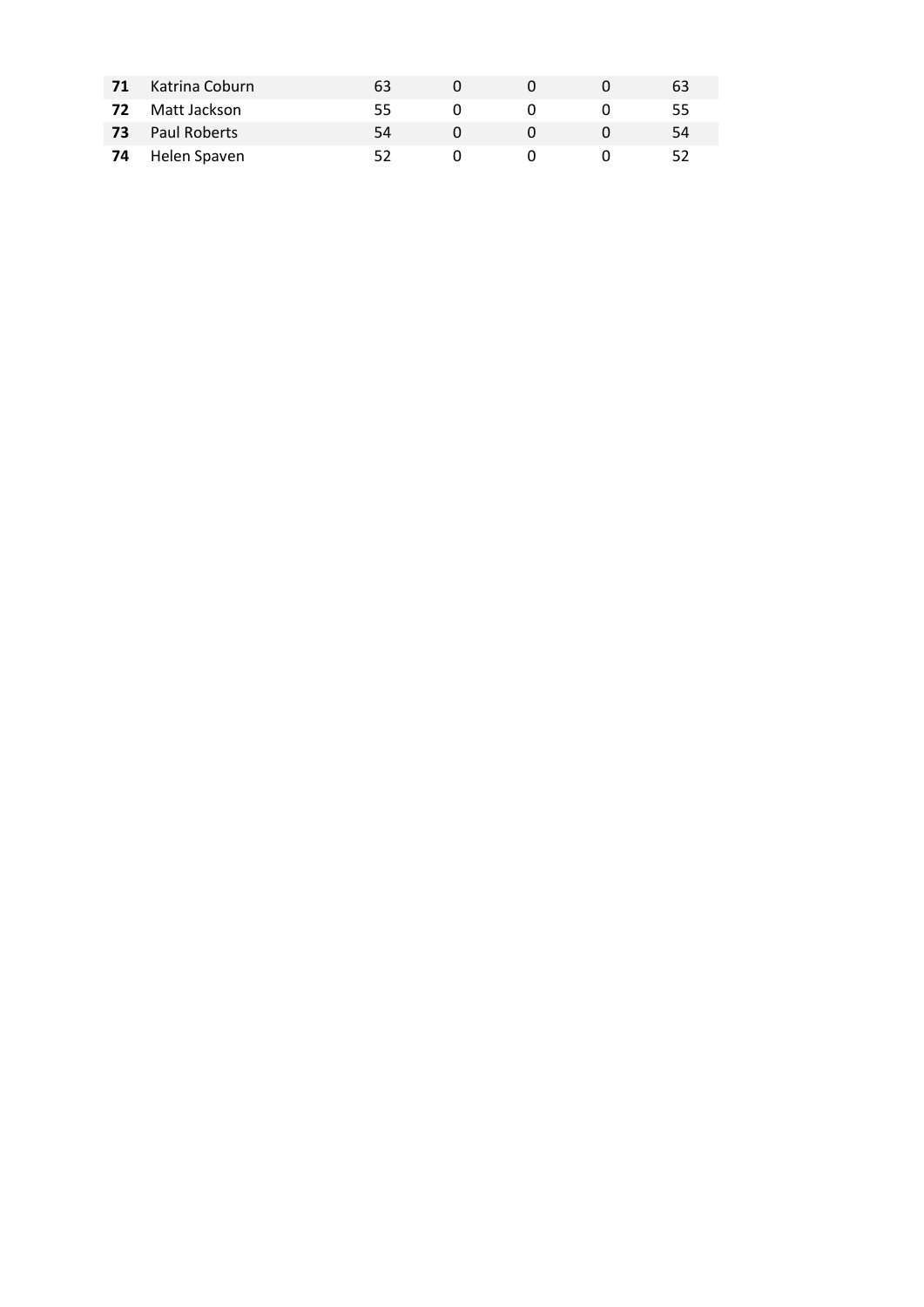| | | | | | | |
|---|---|---|---|---|---|---|
| **71** | Katrina Coburn | 63 | 0 | 0 | 0 | 63 |
| **72** | Matt Jackson | 55 | 0 | 0 | 0 | 55 |
| **73** | Paul Roberts | 54 | 0 | 0 | 0 | 54 |
| **74** | Helen Spaven | 52 | 0 | 0 | 0 | 52 |